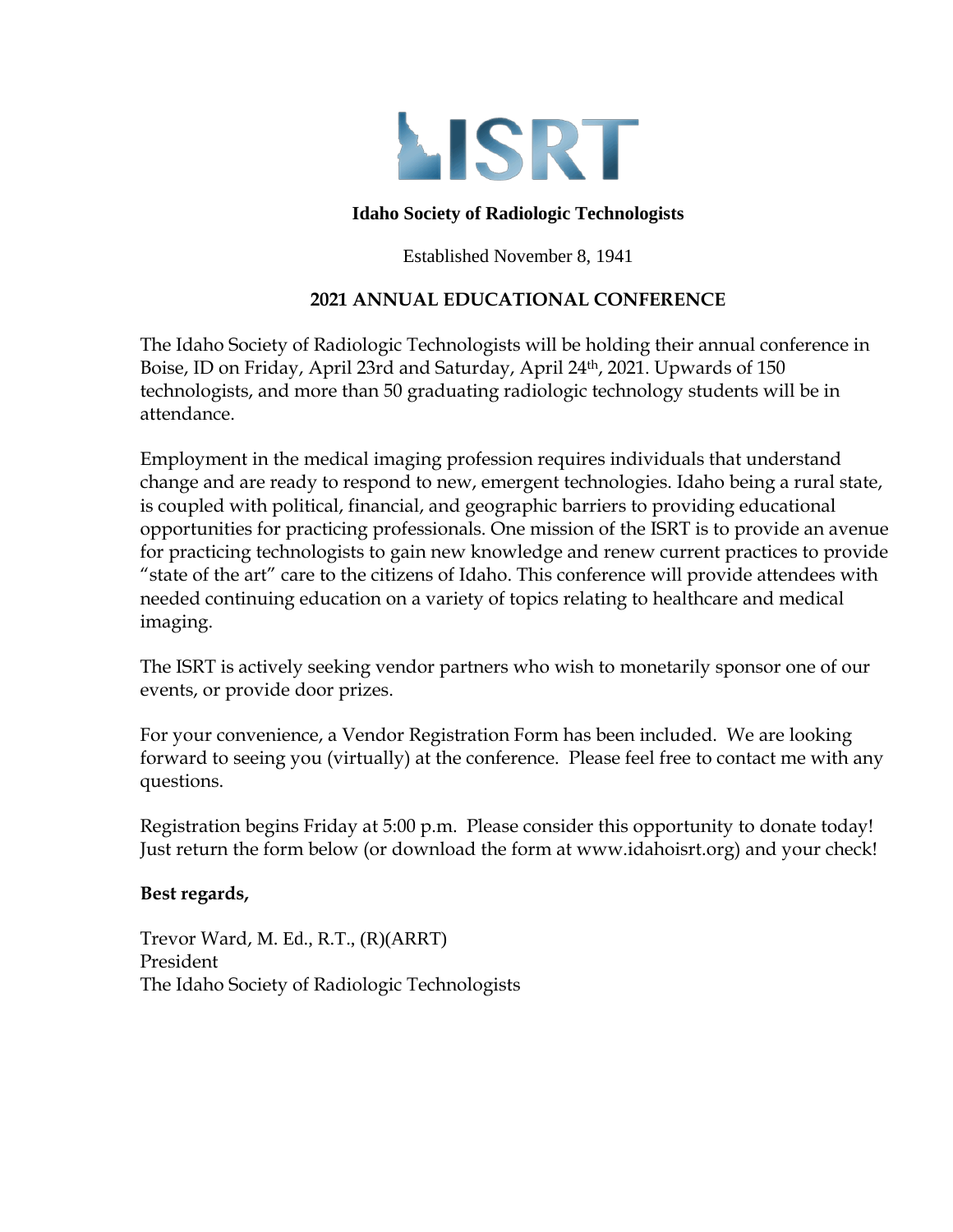ISRT

**Idaho Society of Radiologic Technologists**

Established November 8, 1941

## 2021 ANNUAL EDUCATIONAL CONFERENCE

The Idaho Society of Radiologic Technologists will be holding their annual conference in Boise, ID on Friday, April 23rd and Saturday, April 24th, 2021. Upwards of 150 technologists, and more than 50 graduating radiologic technology students will be in attendance.

Employment in the medical imaging profession requires individuals that understand change and are ready to respond to new, emergent technologies. Idaho being a rural state, is coupled with political, financial, and geographic barriers to providing educational opportunities for practicing professionals. One mission of the ISRT is to provide an avenue for practicing technologists to gain new knowledge and renew current practices to provide "state of the art" care to the citizens of Idaho. This conference will provide attendees with needed continuing education on a variety of topics relating to healthcare and medical imaging.

The ISRT is actively seeking vendor partners who wish to monetarily sponsor one of our events, or provide door prizes.

For your convenience, a Vendor Registration Form has been included. We are looking forward to seeing you (virtually) at the conference. Please feel free to contact me with any questions.

Registration begins Friday at 5:00 p.m. Please consider this opportunity to donate today! Just return the form below (or download the form at www.idahoisrt.org) and your check!

**Best regards,**

Trevor Ward, M. Ed., R.T., (R)(ARRT)
President
The Idaho Society of Radiologic Technologists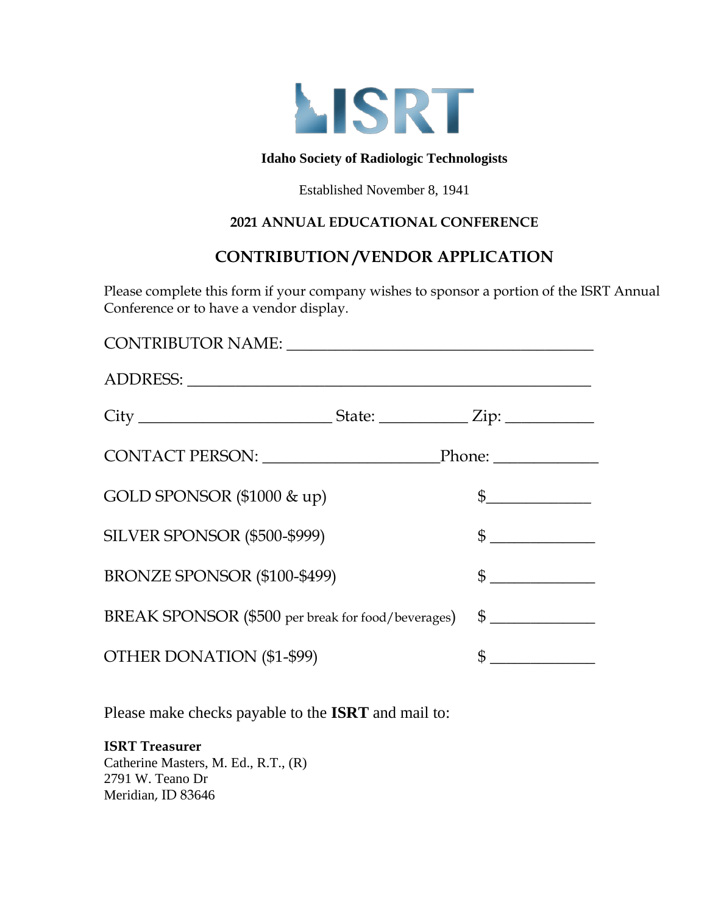**Idaho Society of Radiologic Technologists**

Established November 8, 1941

**2021 ANNUAL EDUCATIONAL CONFERENCE**

## CONTRIBUTION /VENDOR APPLICATION

Please complete this form if your company wishes to sponsor a portion of the ISRT Annual Conference or to have a vendor display.

CONTRIBUTOR NAME: ______________________________________

ADDRESS: __________________________________________________

City ________________________ State: ___________ Zip: ___________

CONTACT PERSON: ______________________Phone: _____________

GOLD SPONSOR ($1000 & up) $_____________

SILVER SPONSOR ($500-$999) $ _____________

BRONZE SPONSOR ($100-$499) $ _____________

BREAK SPONSOR ($500 per break for food/beverages) $ _____________

OTHER DONATION ($1-$99) $ _____________

Please make checks payable to the **ISRT** and mail to:

**ISRT Treasurer**
Catherine Masters, M. Ed., R.T., (R)
2791 W. Teano Dr
Meridian, ID 83646